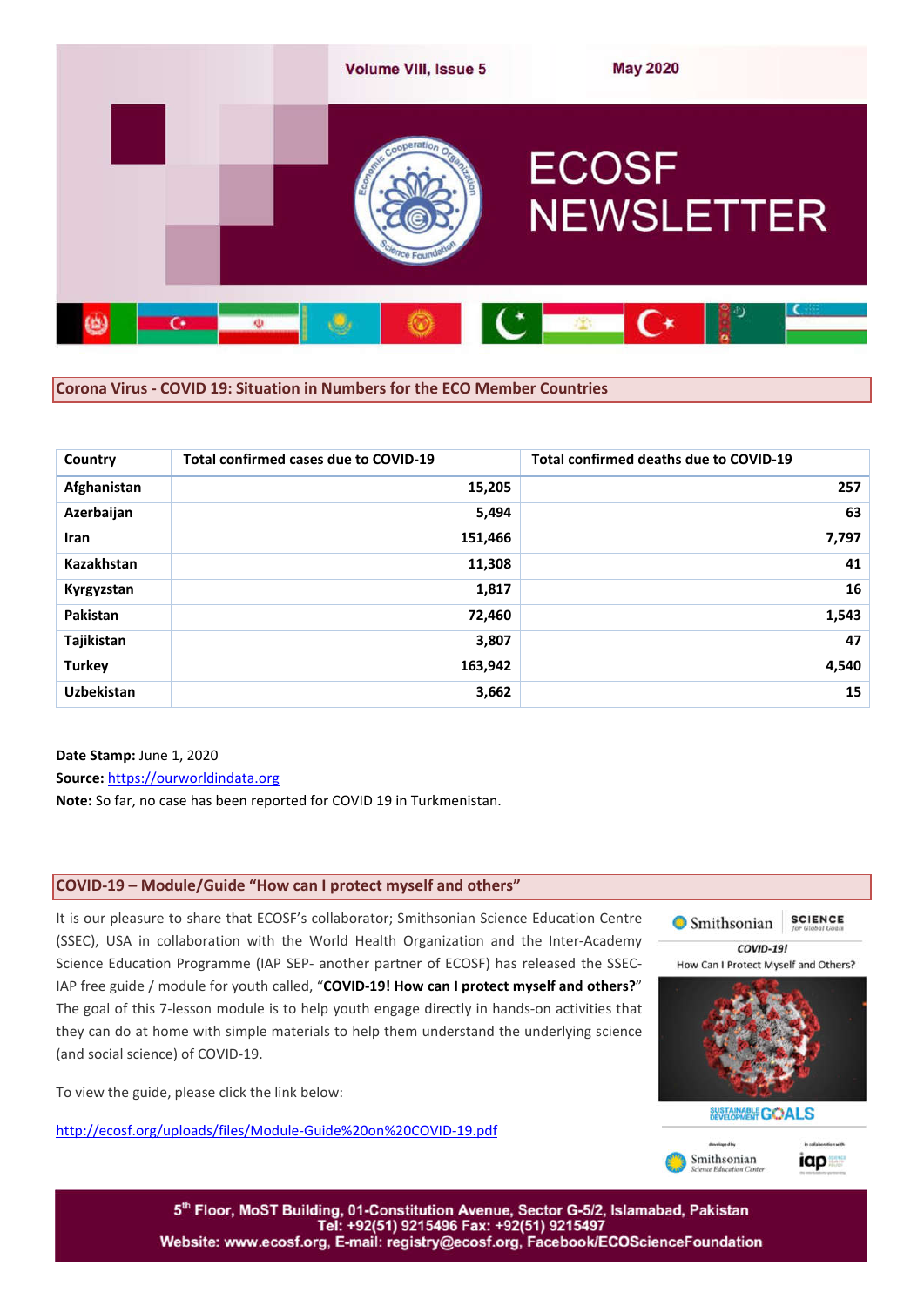# ECOSF NEWSLETTER

Volume VIII, Issue 5 — May 2020

## Corona Virus - COVID 19: Situation in Numbers for the ECO Member Countries

| Country | Total confirmed cases due to COVID-19 | Total confirmed deaths due to COVID-19 |
|---|---|---|
| Afghanistan | 15,205 | 257 |
| Azerbaijan | 5,494 | 63 |
| Iran | 151,466 | 7,797 |
| Kazakhstan | 11,308 | 41 |
| Kyrgyzstan | 1,817 | 16 |
| Pakistan | 72,460 | 1,543 |
| Tajikistan | 3,807 | 47 |
| Turkey | 163,942 | 4,540 |
| Uzbekistan | 3,662 | 15 |

**Date Stamp:** June 1, 2020
**Source:** https://ourworldindata.org
**Note:** So far, no case has been reported for COVID 19 in Turkmenistan.

## COVID-19 – Module/Guide "How can I protect myself and others"

It is our pleasure to share that ECOSF's collaborator; Smithsonian Science Education Centre (SSEC), USA in collaboration with the World Health Organization and the Inter-Academy Science Education Programme (IAP SEP- another partner of ECOSF) has released the SSEC-IAP free guide / module for youth called, "**COVID-19! How can I protect myself and others?**" The goal of this 7-lesson module is to help youth engage directly in hands-on activities that they can do at home with simple materials to help them understand the underlying science (and social science) of COVID-19.

To view the guide, please click the link below:

http://ecosf.org/uploads/files/Module-Guide%20on%20COVID-19.pdf

5th Floor, MoST Building, 01-Constitution Avenue, Sector G-5/2, Islamabad, Pakistan
Tel: +92(51) 9215496 Fax: +92(51) 9215497
Website: www.ecosf.org, E-mail: registry@ecosf.org, Facebook/ECOScienceFoundation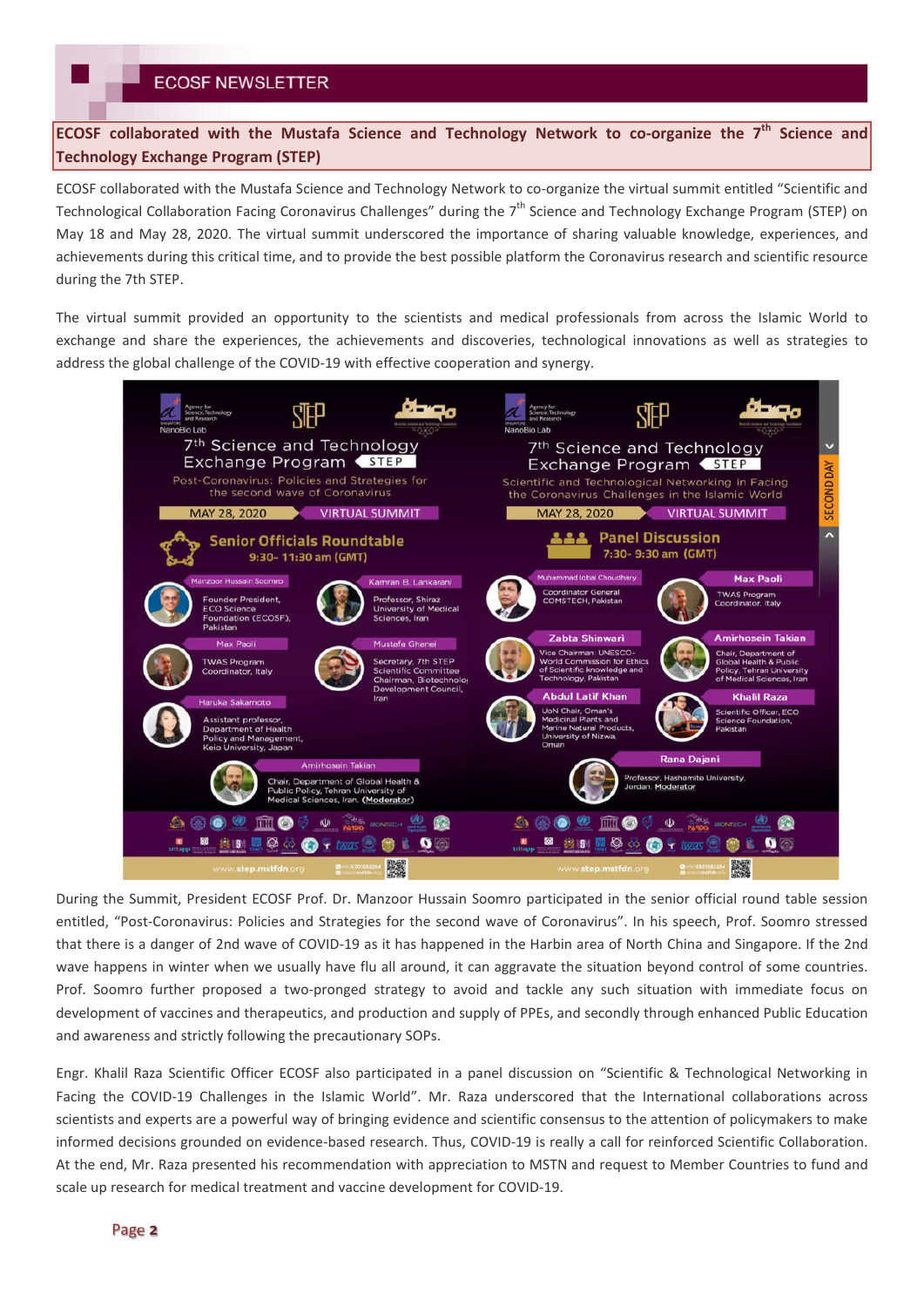## ECOSF collaborated with the Mustafa Science and Technology Network to co-organize the 7th Science and Technology Exchange Program (STEP)

ECOSF collaborated with the Mustafa Science and Technology Network to co-organize the virtual summit entitled "Scientific and Technological Collaboration Facing Coronavirus Challenges" during the 7th Science and Technology Exchange Program (STEP) on May 18 and May 28, 2020. The virtual summit underscored the importance of sharing valuable knowledge, experiences, and achievements during this critical time, and to provide the best possible platform the Coronavirus research and scientific resource during the 7th STEP.

The virtual summit provided an opportunity to the scientists and medical professionals from across the Islamic World to exchange and share the experiences, the achievements and discoveries, technological innovations as well as strategies to address the global challenge of the COVID-19 with effective cooperation and synergy.

During the Summit, President ECOSF Prof. Dr. Manzoor Hussain Soomro participated in the senior official round table session entitled, "Post-Coronavirus: Policies and Strategies for the second wave of Coronavirus". In his speech, Prof. Soomro stressed that there is a danger of 2nd wave of COVID-19 as it has happened in the Harbin area of North China and Singapore. If the 2nd wave happens in winter when we usually have flu all around, it can aggravate the situation beyond control of some countries. Prof. Soomro further proposed a two-pronged strategy to avoid and tackle any such situation with immediate focus on development of vaccines and therapeutics, and production and supply of PPEs, and secondly through enhanced Public Education and awareness and strictly following the precautionary SOPs.

Engr. Khalil Raza Scientific Officer ECOSF also participated in a panel discussion on "Scientific & Technological Networking in Facing the COVID-19 Challenges in the Islamic World". Mr. Raza underscored that the International collaborations across scientists and experts are a powerful way of bringing evidence and scientific consensus to the attention of policymakers to make informed decisions grounded on evidence-based research. Thus, COVID-19 is really a call for reinforced Scientific Collaboration. At the end, Mr. Raza presented his recommendation with appreciation to MSTN and request to Member Countries to fund and scale up research for medical treatment and vaccine development for COVID-19.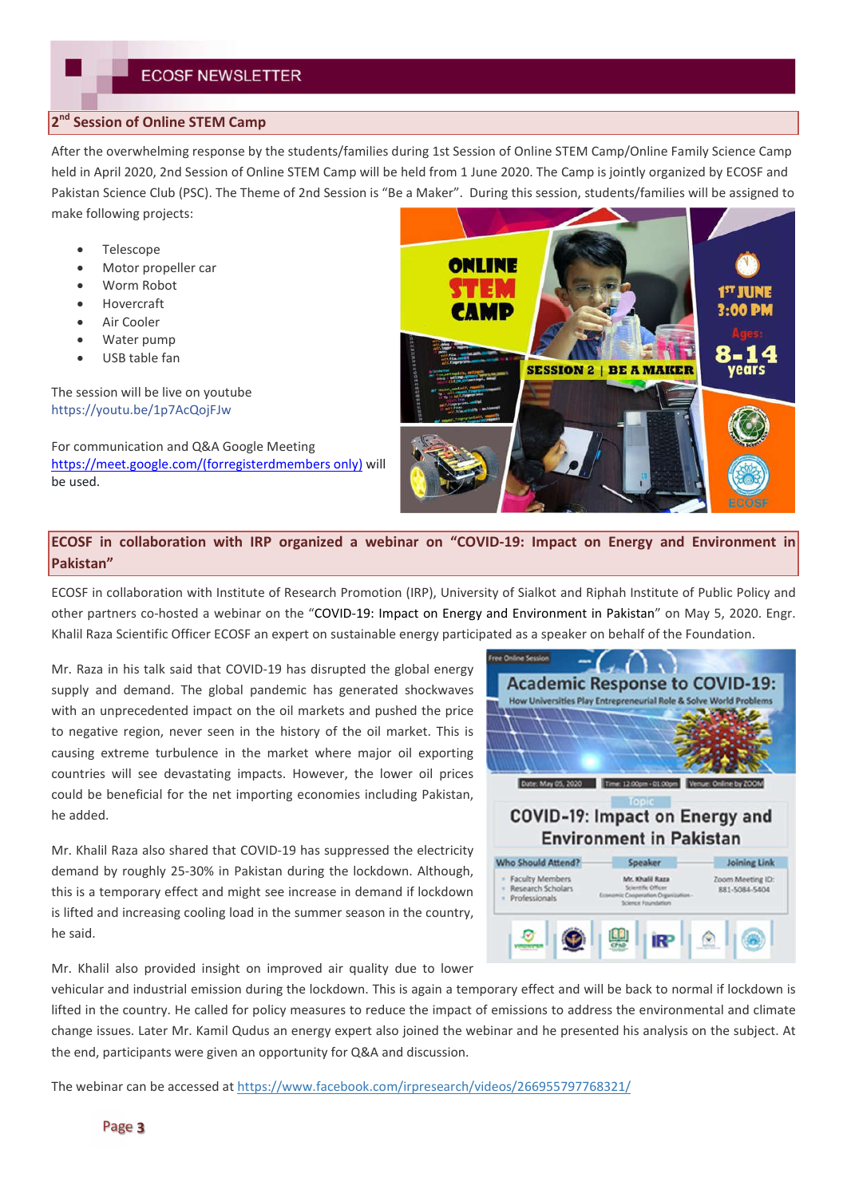## 2[nd] Session of Online STEM Camp

After the overwhelming response by the students/families during 1st Session of Online STEM Camp/Online Family Science Camp held in April 2020, 2nd Session of Online STEM Camp will be held from 1 June 2020. The Camp is jointly organized by ECOSF and Pakistan Science Club (PSC). The Theme of 2nd Session is "Be a Maker". During this session, students/families will be assigned to make following projects:

- Telescope
- Motor propeller car
- Worm Robot
- Hovercraft
- Air Cooler
- Water pump
- USB table fan

The session will be live on youtube
https://youtu.be/1p7AcQojFJw

For communication and Q&A Google Meeting https://meet.google.com/(forregisterdmembers only) will be used.

## ECOSF in collaboration with IRP organized a webinar on "COVID-19: Impact on Energy and Environment in Pakistan"

ECOSF in collaboration with Institute of Research Promotion (IRP), University of Sialkot and Riphah Institute of Public Policy and other partners co-hosted a webinar on the "COVID-19: Impact on Energy and Environment in Pakistan" on May 5, 2020. Engr. Khalil Raza Scientific Officer ECOSF an expert on sustainable energy participated as a speaker on behalf of the Foundation.

Mr. Raza in his talk said that COVID-19 has disrupted the global energy supply and demand. The global pandemic has generated shockwaves with an unprecedented impact on the oil markets and pushed the price to negative region, never seen in the history of the oil market. This is causing extreme turbulence in the market where major oil exporting countries will see devastating impacts. However, the lower oil prices could be beneficial for the net importing economies including Pakistan, he added.

Mr. Khalil Raza also shared that COVID-19 has suppressed the electricity demand by roughly 25-30% in Pakistan during the lockdown. Although, this is a temporary effect and might see increase in demand if lockdown is lifted and increasing cooling load in the summer season in the country, he said.

Mr. Khalil also provided insight on improved air quality due to lower vehicular and industrial emission during the lockdown. This is again a temporary effect and will be back to normal if lockdown is lifted in the country. He called for policy measures to reduce the impact of emissions to address the environmental and climate change issues. Later Mr. Kamil Qudus an energy expert also joined the webinar and he presented his analysis on the subject. At the end, participants were given an opportunity for Q&A and discussion.

The webinar can be accessed at https://www.facebook.com/irpresearch/videos/266955797768321/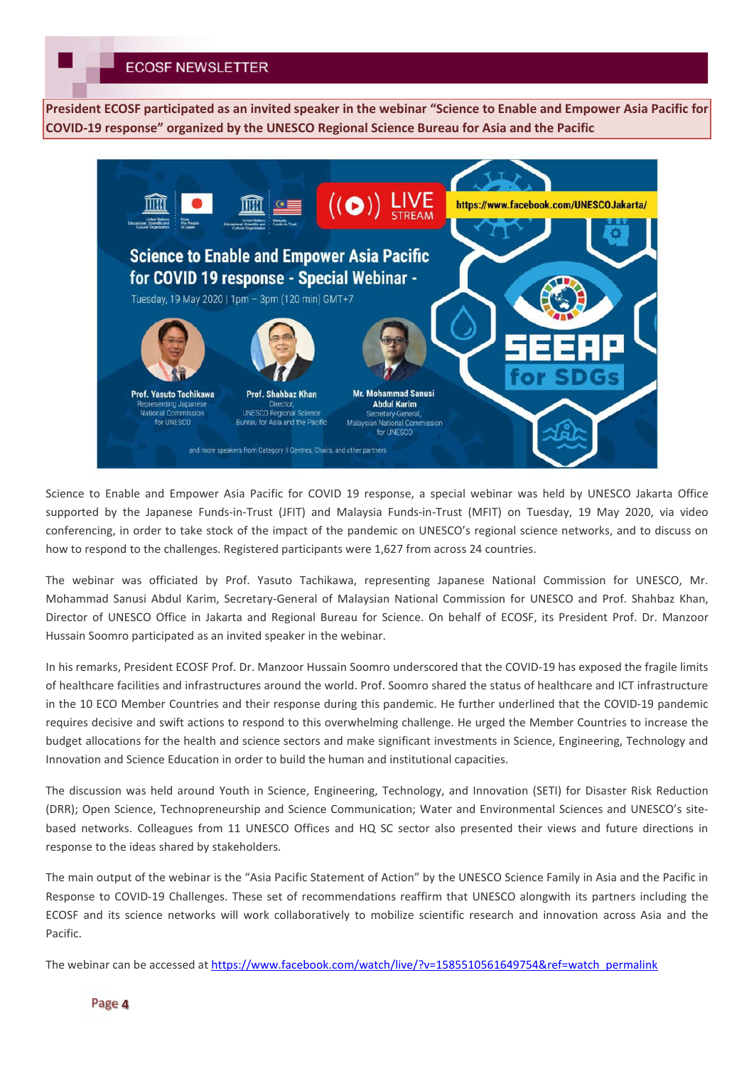**President ECOSF participated as an invited speaker in the webinar "Science to Enable and Empower Asia Pacific for COVID-19 response" organized by the UNESCO Regional Science Bureau for Asia and the Pacific**

Science to Enable and Empower Asia Pacific for COVID 19 response, a special webinar was held by UNESCO Jakarta Office supported by the Japanese Funds-in-Trust (JFIT) and Malaysia Funds-in-Trust (MFIT) on Tuesday, 19 May 2020, via video conferencing, in order to take stock of the impact of the pandemic on UNESCO's regional science networks, and to discuss on how to respond to the challenges. Registered participants were 1,627 from across 24 countries.

The webinar was officiated by Prof. Yasuto Tachikawa, representing Japanese National Commission for UNESCO, Mr. Mohammad Sanusi Abdul Karim, Secretary-General of Malaysian National Commission for UNESCO and Prof. Shahbaz Khan, Director of UNESCO Office in Jakarta and Regional Bureau for Science. On behalf of ECOSF, its President Prof. Dr. Manzoor Hussain Soomro participated as an invited speaker in the webinar.

In his remarks, President ECOSF Prof. Dr. Manzoor Hussain Soomro underscored that the COVID-19 has exposed the fragile limits of healthcare facilities and infrastructures around the world. Prof. Soomro shared the status of healthcare and ICT infrastructure in the 10 ECO Member Countries and their response during this pandemic. He further underlined that the COVID-19 pandemic requires decisive and swift actions to respond to this overwhelming challenge. He urged the Member Countries to increase the budget allocations for the health and science sectors and make significant investments in Science, Engineering, Technology and Innovation and Science Education in order to build the human and institutional capacities.

The discussion was held around Youth in Science, Engineering, Technology, and Innovation (SETI) for Disaster Risk Reduction (DRR); Open Science, Technopreneurship and Science Communication; Water and Environmental Sciences and UNESCO's site-based networks. Colleagues from 11 UNESCO Offices and HQ SC sector also presented their views and future directions in response to the ideas shared by stakeholders.

The main output of the webinar is the "Asia Pacific Statement of Action" by the UNESCO Science Family in Asia and the Pacific in Response to COVID-19 Challenges. These set of recommendations reaffirm that UNESCO alongwith its partners including the ECOSF and its science networks will work collaboratively to mobilize scientific research and innovation across Asia and the Pacific.

The webinar can be accessed at https://www.facebook.com/watch/live/?v=1585510561649754&ref=watch_permalink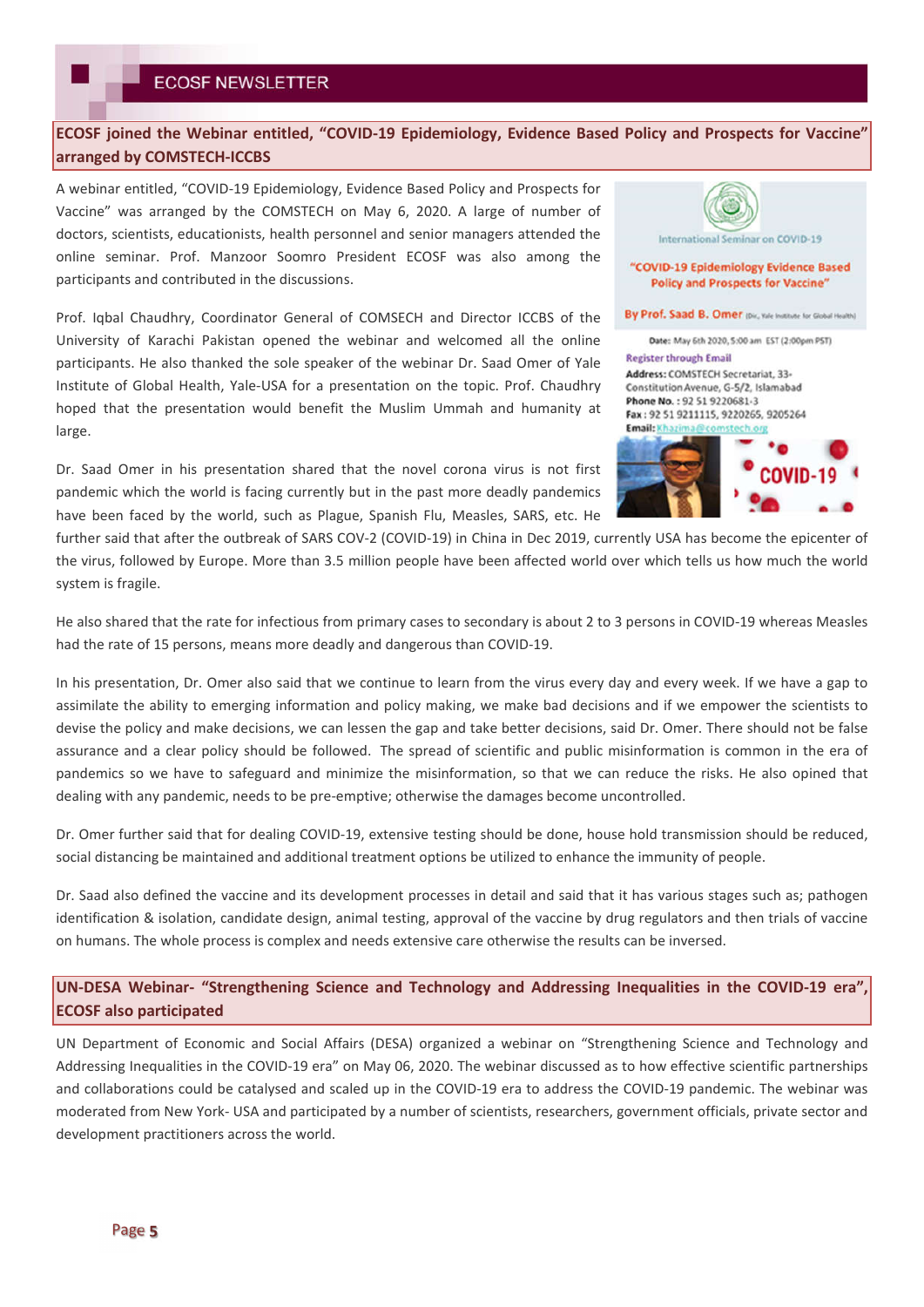## ECOSF joined the Webinar entitled, "COVID-19 Epidemiology, Evidence Based Policy and Prospects for Vaccine" arranged by COMSTECH-ICCBS

A webinar entitled, "COVID-19 Epidemiology, Evidence Based Policy and Prospects for Vaccine" was arranged by the COMSTECH on May 6, 2020. A large of number of doctors, scientists, educationists, health personnel and senior managers attended the online seminar. Prof. Manzoor Soomro President ECOSF was also among the participants and contributed in the discussions.

Prof. Iqbal Chaudhry, Coordinator General of COMSECH and Director ICCBS of the University of Karachi Pakistan opened the webinar and welcomed all the online participants. He also thanked the sole speaker of the webinar Dr. Saad Omer of Yale Institute of Global Health, Yale-USA for a presentation on the topic. Prof. Chaudhry hoped that the presentation would benefit the Muslim Ummah and humanity at large.

International Seminar on COVID-19

"COVID-19 Epidemiology Evidence Based Policy and Prospects for Vaccine"

By Prof. Saad B. Omer (Dir., Yale Institute for Global Health)

Date: May 6th 2020, 5:00 am EST (2:00pm PST)

Register through Email

Address: COMSTECH Secretariat, 33-Constitution Avenue, G-5/2, Islamabad

Phone No.: 92 51 9220681-3

Fax: 92 51 9211115, 9220265, 9205264

Email: Khazima@comstech.org

COVID-19

Dr. Saad Omer in his presentation shared that the novel corona virus is not first pandemic which the world is facing currently but in the past more deadly pandemics have been faced by the world, such as Plague, Spanish Flu, Measles, SARS, etc. He further said that after the outbreak of SARS COV-2 (COVID-19) in China in Dec 2019, currently USA has become the epicenter of the virus, followed by Europe. More than 3.5 million people have been affected world over which tells us how much the world system is fragile.

He also shared that the rate for infectious from primary cases to secondary is about 2 to 3 persons in COVID-19 whereas Measles had the rate of 15 persons, means more deadly and dangerous than COVID-19.

In his presentation, Dr. Omer also said that we continue to learn from the virus every day and every week. If we have a gap to assimilate the ability to emerging information and policy making, we make bad decisions and if we empower the scientists to devise the policy and make decisions, we can lessen the gap and take better decisions, said Dr. Omer. There should not be false assurance and a clear policy should be followed. The spread of scientific and public misinformation is common in the era of pandemics so we have to safeguard and minimize the misinformation, so that we can reduce the risks. He also opined that dealing with any pandemic, needs to be pre-emptive; otherwise the damages become uncontrolled.

Dr. Omer further said that for dealing COVID-19, extensive testing should be done, house hold transmission should be reduced, social distancing be maintained and additional treatment options be utilized to enhance the immunity of people.

Dr. Saad also defined the vaccine and its development processes in detail and said that it has various stages such as; pathogen identification & isolation, candidate design, animal testing, approval of the vaccine by drug regulators and then trials of vaccine on humans. The whole process is complex and needs extensive care otherwise the results can be inversed.

## UN-DESA Webinar- "Strengthening Science and Technology and Addressing Inequalities in the COVID-19 era", ECOSF also participated

UN Department of Economic and Social Affairs (DESA) organized a webinar on "Strengthening Science and Technology and Addressing Inequalities in the COVID-19 era" on May 06, 2020. The webinar discussed as to how effective scientific partnerships and collaborations could be catalysed and scaled up in the COVID-19 era to address the COVID-19 pandemic. The webinar was moderated from New York- USA and participated by a number of scientists, researchers, government officials, private sector and development practitioners across the world.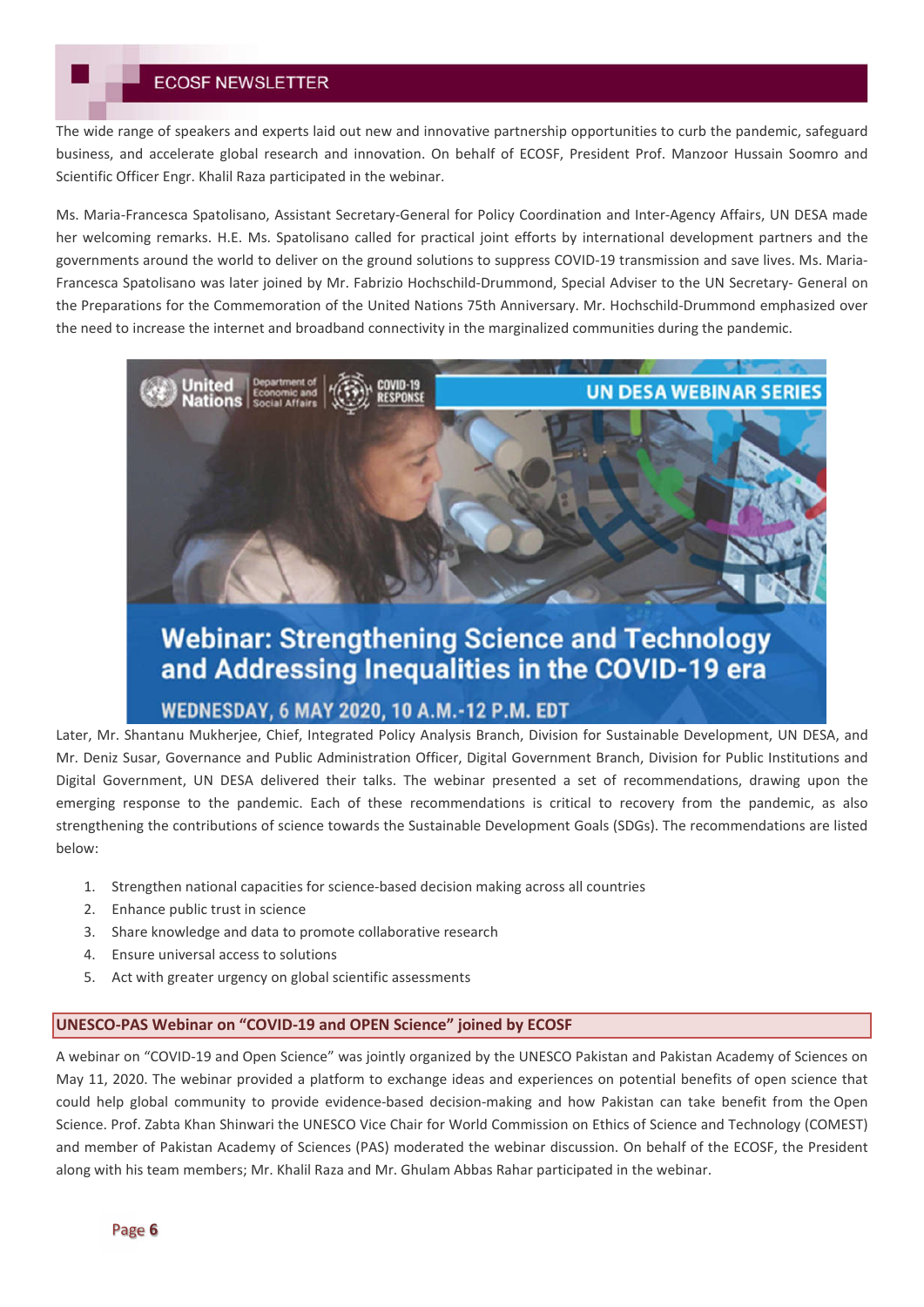The wide range of speakers and experts laid out new and innovative partnership opportunities to curb the pandemic, safeguard business, and accelerate global research and innovation. On behalf of ECOSF, President Prof. Manzoor Hussain Soomro and Scientific Officer Engr. Khalil Raza participated in the webinar.

Ms. Maria-Francesca Spatolisano, Assistant Secretary-General for Policy Coordination and Inter-Agency Affairs, UN DESA made her welcoming remarks. H.E. Ms. Spatolisano called for practical joint efforts by international development partners and the governments around the world to deliver on the ground solutions to suppress COVID-19 transmission and save lives. Ms. Maria-Francesca Spatolisano was later joined by Mr. Fabrizio Hochschild-Drummond, Special Adviser to the UN Secretary- General on the Preparations for the Commemoration of the United Nations 75th Anniversary. Mr. Hochschild-Drummond emphasized over the need to increase the internet and broadband connectivity in the marginalized communities during the pandemic.

Later, Mr. Shantanu Mukherjee, Chief, Integrated Policy Analysis Branch, Division for Sustainable Development, UN DESA, and Mr. Deniz Susar, Governance and Public Administration Officer, Digital Government Branch, Division for Public Institutions and Digital Government, UN DESA delivered their talks. The webinar presented a set of recommendations, drawing upon the emerging response to the pandemic. Each of these recommendations is critical to recovery from the pandemic, as also strengthening the contributions of science towards the Sustainable Development Goals (SDGs). The recommendations are listed below:

1. Strengthen national capacities for science-based decision making across all countries
2. Enhance public trust in science
3. Share knowledge and data to promote collaborative research
4. Ensure universal access to solutions
5. Act with greater urgency on global scientific assessments

## UNESCO-PAS Webinar on "COVID-19 and OPEN Science" joined by ECOSF

A webinar on "COVID-19 and Open Science" was jointly organized by the UNESCO Pakistan and Pakistan Academy of Sciences on May 11, 2020. The webinar provided a platform to exchange ideas and experiences on potential benefits of open science that could help global community to provide evidence-based decision-making and how Pakistan can take benefit from the Open Science. Prof. Zabta Khan Shinwari the UNESCO Vice Chair for World Commission on Ethics of Science and Technology (COMEST) and member of Pakistan Academy of Sciences (PAS) moderated the webinar discussion. On behalf of the ECOSF, the President along with his team members; Mr. Khalil Raza and Mr. Ghulam Abbas Rahar participated in the webinar.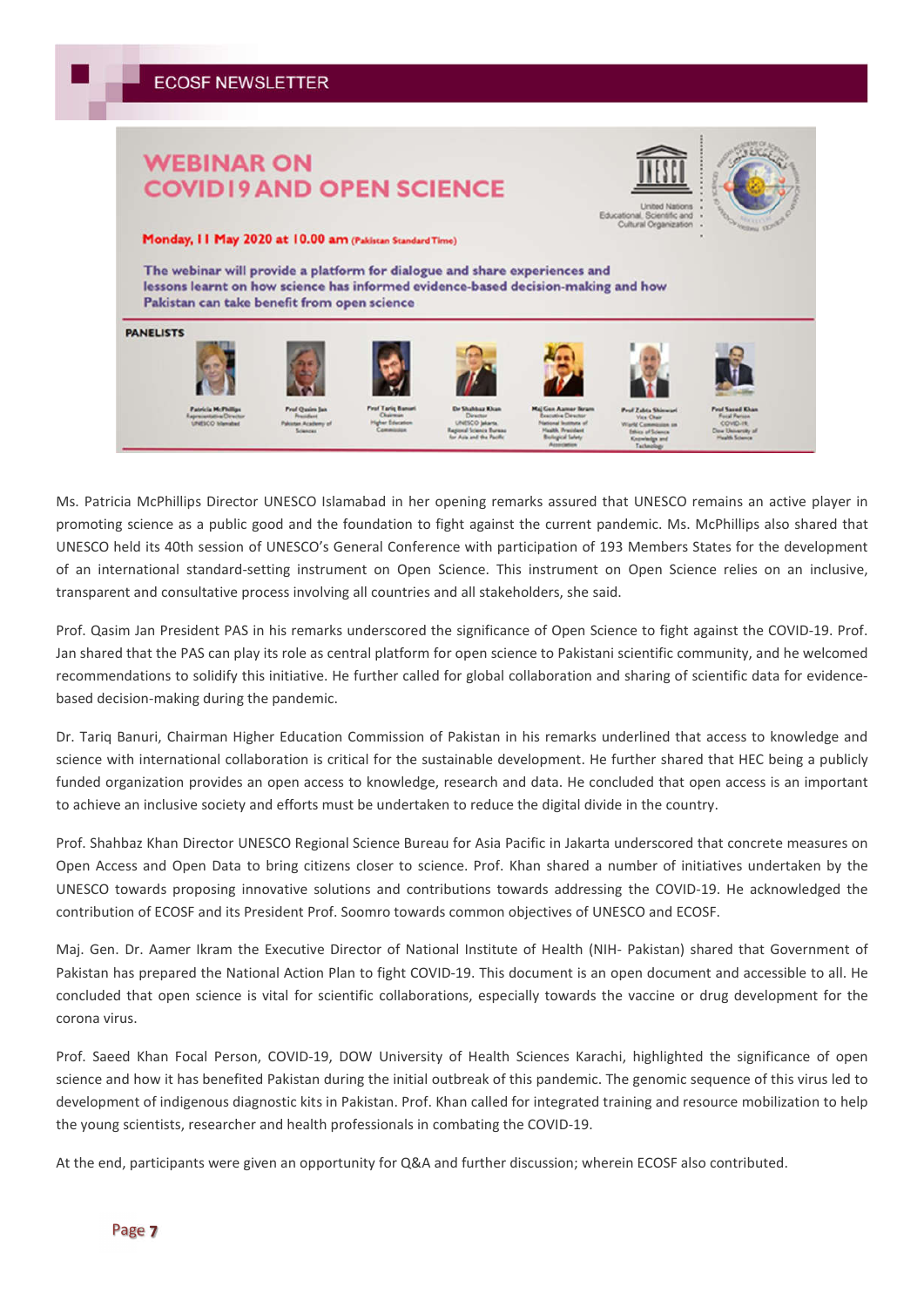# WEBINAR ON COVID19 AND OPEN SCIENCE

**Monday, 11 May 2020 at 10.00 am** (Pakistan Standard Time)

**The webinar will provide a platform for dialogue and share experiences and lessons learnt on how science has informed evidence-based decision-making and how Pakistan can take benefit from open science**

**PANELISTS**

- Patricia McPhillips, Representative/Director UNESCO Islamabad
- Prof Qasim Jan, President Pakistan Academy of Sciences
- Prof Tariq Banuri, Chairman Higher Education Commission
- Dr Shahbaz Khan, Director UNESCO Jakarta, Regional Science Bureau for Asia and the Pacific
- Maj Gen Aamer Ikram, Executive Director National Institute of Health, President Biological Safety Association
- Prof Zabta Shinwari, Vice Chair World Commission on Ethics of Science Knowledge and Technology
- Prof Saeed Khan, Focal Person COVID-19, Dow University of Health Science

Ms. Patricia McPhillips Director UNESCO Islamabad in her opening remarks assured that UNESCO remains an active player in promoting science as a public good and the foundation to fight against the current pandemic. Ms. McPhillips also shared that UNESCO held its 40th session of UNESCO's General Conference with participation of 193 Members States for the development of an international standard-setting instrument on Open Science. This instrument on Open Science relies on an inclusive, transparent and consultative process involving all countries and all stakeholders, she said.

Prof. Qasim Jan President PAS in his remarks underscored the significance of Open Science to fight against the COVID-19. Prof. Jan shared that the PAS can play its role as central platform for open science to Pakistani scientific community, and he welcomed recommendations to solidify this initiative. He further called for global collaboration and sharing of scientific data for evidence-based decision-making during the pandemic.

Dr. Tariq Banuri, Chairman Higher Education Commission of Pakistan in his remarks underlined that access to knowledge and science with international collaboration is critical for the sustainable development. He further shared that HEC being a publicly funded organization provides an open access to knowledge, research and data. He concluded that open access is an important to achieve an inclusive society and efforts must be undertaken to reduce the digital divide in the country.

Prof. Shahbaz Khan Director UNESCO Regional Science Bureau for Asia Pacific in Jakarta underscored that concrete measures on Open Access and Open Data to bring citizens closer to science. Prof. Khan shared a number of initiatives undertaken by the UNESCO towards proposing innovative solutions and contributions towards addressing the COVID-19. He acknowledged the contribution of ECOSF and its President Prof. Soomro towards common objectives of UNESCO and ECOSF.

Maj. Gen. Dr. Aamer Ikram the Executive Director of National Institute of Health (NIH- Pakistan) shared that Government of Pakistan has prepared the National Action Plan to fight COVID-19. This document is an open document and accessible to all. He concluded that open science is vital for scientific collaborations, especially towards the vaccine or drug development for the corona virus.

Prof. Saeed Khan Focal Person, COVID-19, DOW University of Health Sciences Karachi, highlighted the significance of open science and how it has benefited Pakistan during the initial outbreak of this pandemic. The genomic sequence of this virus led to development of indigenous diagnostic kits in Pakistan. Prof. Khan called for integrated training and resource mobilization to help the young scientists, researcher and health professionals in combating the COVID-19.

At the end, participants were given an opportunity for Q&A and further discussion; wherein ECOSF also contributed.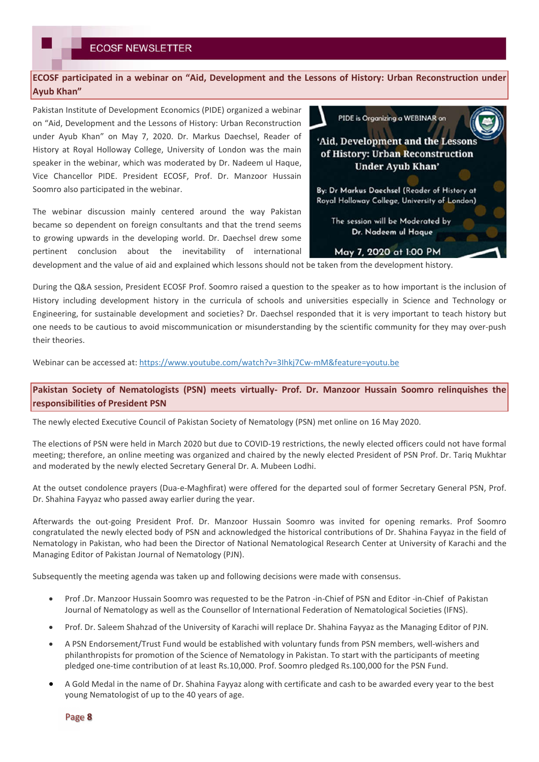## ECOSF participated in a webinar on "Aid, Development and the Lessons of History: Urban Reconstruction under Ayub Khan"

Pakistan Institute of Development Economics (PIDE) organized a webinar on "Aid, Development and the Lessons of History: Urban Reconstruction under Ayub Khan" on May 7, 2020. Dr. Markus Daechsel, Reader of History at Royal Holloway College, University of London was the main speaker in the webinar, which was moderated by Dr. Nadeem ul Haque, Vice Chancellor PIDE. President ECOSF, Prof. Dr. Manzoor Hussain Soomro also participated in the webinar.

The webinar discussion mainly centered around the way Pakistan became so dependent on foreign consultants and that the trend seems to growing upwards in the developing world. Dr. Daechsel drew some pertinent conclusion about the inevitability of international development and the value of aid and explained which lessons should not be taken from the development history.

During the Q&A session, President ECOSF Prof. Soomro raised a question to the speaker as to how important is the inclusion of History including development history in the curricula of schools and universities especially in Science and Technology or Engineering, for sustainable development and societies? Dr. Daechsel responded that it is very important to teach history but one needs to be cautious to avoid miscommunication or misunderstanding by the scientific community for they may over-push their theories.

Webinar can be accessed at: https://www.youtube.com/watch?v=3lhkj7Cw-mM&feature=youtu.be

## Pakistan Society of Nematologists (PSN) meets virtually- Prof. Dr. Manzoor Hussain Soomro relinquishes the responsibilities of President PSN

The newly elected Executive Council of Pakistan Society of Nematology (PSN) met online on 16 May 2020.

The elections of PSN were held in March 2020 but due to COVID-19 restrictions, the newly elected officers could not have formal meeting; therefore, an online meeting was organized and chaired by the newly elected President of PSN Prof. Dr. Tariq Mukhtar and moderated by the newly elected Secretary General Dr. A. Mubeen Lodhi.

At the outset condolence prayers (Dua-e-Maghfirat) were offered for the departed soul of former Secretary General PSN, Prof. Dr. Shahina Fayyaz who passed away earlier during the year.

Afterwards the out-going President Prof. Dr. Manzoor Hussain Soomro was invited for opening remarks. Prof Soomro congratulated the newly elected body of PSN and acknowledged the historical contributions of Dr. Shahina Fayyaz in the field of Nematology in Pakistan, who had been the Director of National Nematological Research Center at University of Karachi and the Managing Editor of Pakistan Journal of Nematology (PJN).

Subsequently the meeting agenda was taken up and following decisions were made with consensus.

- Prof .Dr. Manzoor Hussain Soomro was requested to be the Patron -in-Chief of PSN and Editor -in-Chief of Pakistan Journal of Nematology as well as the Counsellor of International Federation of Nematological Societies (IFNS).
- Prof. Dr. Saleem Shahzad of the University of Karachi will replace Dr. Shahina Fayyaz as the Managing Editor of PJN.
- A PSN Endorsement/Trust Fund would be established with voluntary funds from PSN members, well-wishers and philanthropists for promotion of the Science of Nematology in Pakistan. To start with the participants of meeting pledged one-time contribution of at least Rs.10,000. Prof. Soomro pledged Rs.100,000 for the PSN Fund.
- A Gold Medal in the name of Dr. Shahina Fayyaz along with certificate and cash to be awarded every year to the best young Nematologist of up to the 40 years of age.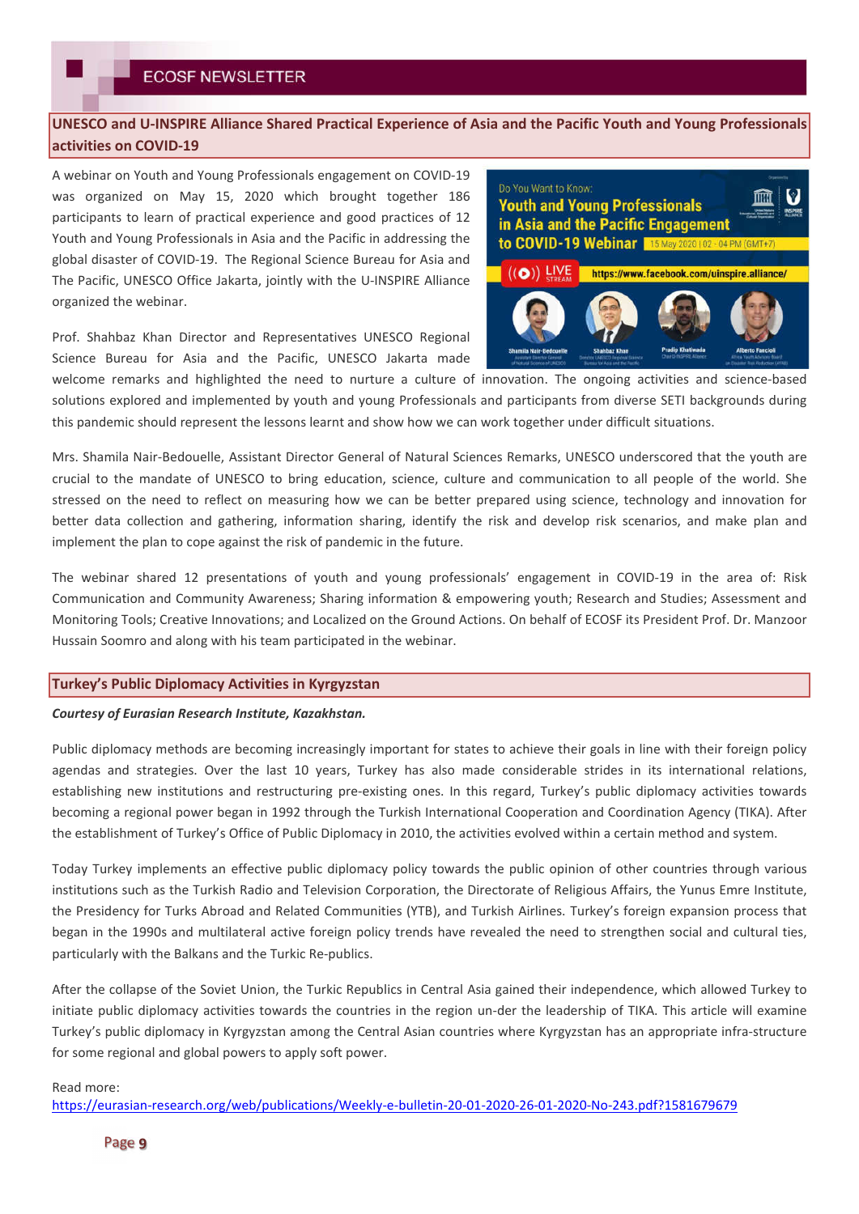## UNESCO and U-INSPIRE Alliance Shared Practical Experience of Asia and the Pacific Youth and Young Professionals activities on COVID-19

A webinar on Youth and Young Professionals engagement on COVID-19 was organized on May 15, 2020 which brought together 186 participants to learn of practical experience and good practices of 12 Youth and Young Professionals in Asia and the Pacific in addressing the global disaster of COVID-19. The Regional Science Bureau for Asia and The Pacific, UNESCO Office Jakarta, jointly with the U-INSPIRE Alliance organized the webinar.

Prof. Shahbaz Khan Director and Representatives UNESCO Regional Science Bureau for Asia and the Pacific, UNESCO Jakarta made welcome remarks and highlighted the need to nurture a culture of innovation. The ongoing activities and science-based solutions explored and implemented by youth and young Professionals and participants from diverse SETI backgrounds during this pandemic should represent the lessons learnt and show how we can work together under difficult situations.

Mrs. Shamila Nair-Bedouelle, Assistant Director General of Natural Sciences Remarks, UNESCO underscored that the youth are crucial to the mandate of UNESCO to bring education, science, culture and communication to all people of the world. She stressed on the need to reflect on measuring how we can be better prepared using science, technology and innovation for better data collection and gathering, information sharing, identify the risk and develop risk scenarios, and make plan and implement the plan to cope against the risk of pandemic in the future.

The webinar shared 12 presentations of youth and young professionals' engagement in COVID-19 in the area of: Risk Communication and Community Awareness; Sharing information & empowering youth; Research and Studies; Assessment and Monitoring Tools; Creative Innovations; and Localized on the Ground Actions. On behalf of ECOSF its President Prof. Dr. Manzoor Hussain Soomro and along with his team participated in the webinar.

## Turkey's Public Diplomacy Activities in Kyrgyzstan

***Courtesy of Eurasian Research Institute, Kazakhstan.***

Public diplomacy methods are becoming increasingly important for states to achieve their goals in line with their foreign policy agendas and strategies. Over the last 10 years, Turkey has also made considerable strides in its international relations, establishing new institutions and restructuring pre-existing ones. In this regard, Turkey's public diplomacy activities towards becoming a regional power began in 1992 through the Turkish International Cooperation and Coordination Agency (TIKA). After the establishment of Turkey's Office of Public Diplomacy in 2010, the activities evolved within a certain method and system.

Today Turkey implements an effective public diplomacy policy towards the public opinion of other countries through various institutions such as the Turkish Radio and Television Corporation, the Directorate of Religious Affairs, the Yunus Emre Institute, the Presidency for Turks Abroad and Related Communities (YTB), and Turkish Airlines. Turkey's foreign expansion process that began in the 1990s and multilateral active foreign policy trends have revealed the need to strengthen social and cultural ties, particularly with the Balkans and the Turkic Re-publics.

After the collapse of the Soviet Union, the Turkic Republics in Central Asia gained their independence, which allowed Turkey to initiate public diplomacy activities towards the countries in the region un-der the leadership of TIKA. This article will examine Turkey's public diplomacy in Kyrgyzstan among the Central Asian countries where Kyrgyzstan has an appropriate infra-structure for some regional and global powers to apply soft power.

Read more:
https://eurasian-research.org/web/publications/Weekly-e-bulletin-20-01-2020-26-01-2020-No-243.pdf?1581679679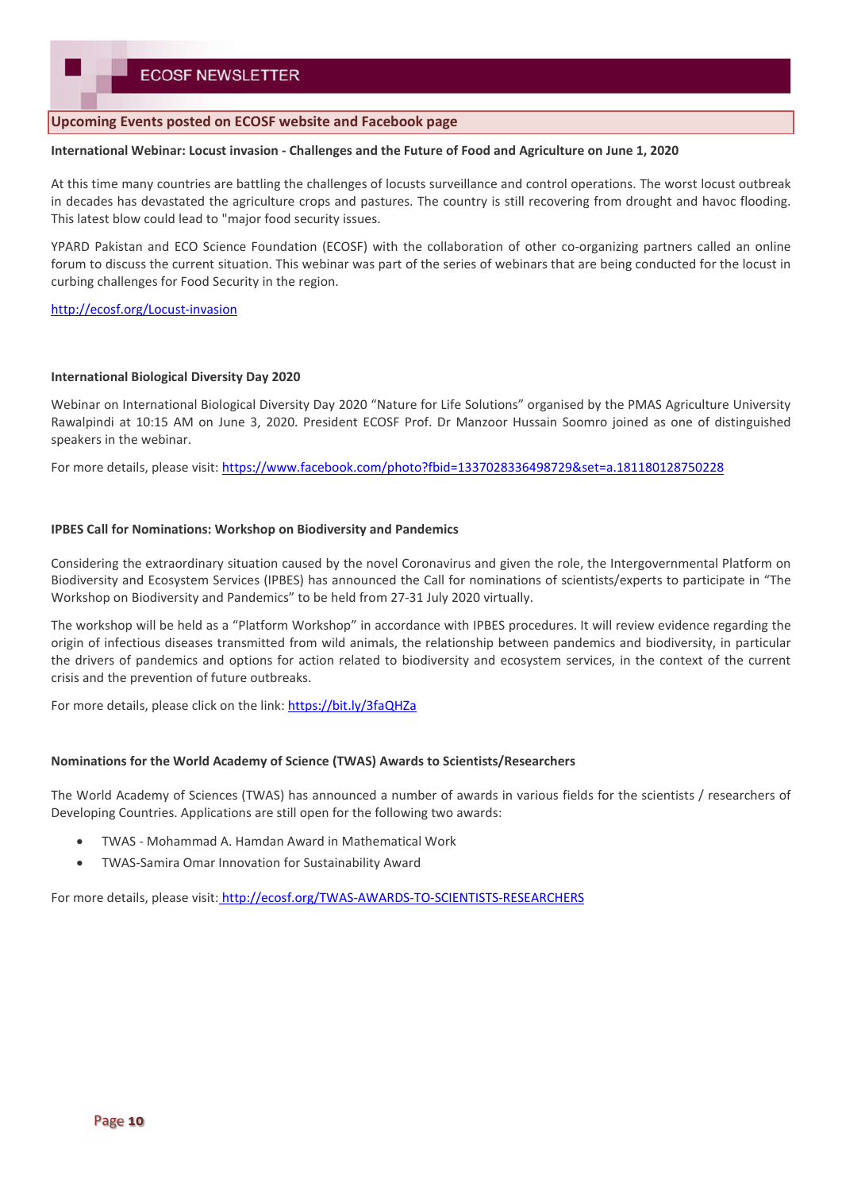## Upcoming Events posted on ECOSF website and Facebook page

**International Webinar: Locust invasion - Challenges and the Future of Food and Agriculture on June 1, 2020**

At this time many countries are battling the challenges of locusts surveillance and control operations. The worst locust outbreak in decades has devastated the agriculture crops and pastures. The country is still recovering from drought and havoc flooding. This latest blow could lead to "major food security issues.

YPARD Pakistan and ECO Science Foundation (ECOSF) with the collaboration of other co-organizing partners called an online forum to discuss the current situation. This webinar was part of the series of webinars that are being conducted for the locust in curbing challenges for Food Security in the region.

http://ecosf.org/Locust-invasion

**International Biological Diversity Day 2020**

Webinar on International Biological Diversity Day 2020 "Nature for Life Solutions" organised by the PMAS Agriculture University Rawalpindi at 10:15 AM on June 3, 2020. President ECOSF Prof. Dr Manzoor Hussain Soomro joined as one of distinguished speakers in the webinar.

For more details, please visit: https://www.facebook.com/photo?fbid=1337028336498729&set=a.181180128750228

**IPBES Call for Nominations: Workshop on Biodiversity and Pandemics**

Considering the extraordinary situation caused by the novel Coronavirus and given the role, the Intergovernmental Platform on Biodiversity and Ecosystem Services (IPBES) has announced the Call for nominations of scientists/experts to participate in "The Workshop on Biodiversity and Pandemics" to be held from 27-31 July 2020 virtually.

The workshop will be held as a "Platform Workshop" in accordance with IPBES procedures. It will review evidence regarding the origin of infectious diseases transmitted from wild animals, the relationship between pandemics and biodiversity, in particular the drivers of pandemics and options for action related to biodiversity and ecosystem services, in the context of the current crisis and the prevention of future outbreaks.

For more details, please click on the link: https://bit.ly/3faQHZa

**Nominations for the World Academy of Science (TWAS) Awards to Scientists/Researchers**

The World Academy of Sciences (TWAS) has announced a number of awards in various fields for the scientists / researchers of Developing Countries. Applications are still open for the following two awards:

- TWAS - Mohammad A. Hamdan Award in Mathematical Work
- TWAS-Samira Omar Innovation for Sustainability Award

For more details, please visit: http://ecosf.org/TWAS-AWARDS-TO-SCIENTISTS-RESEARCHERS